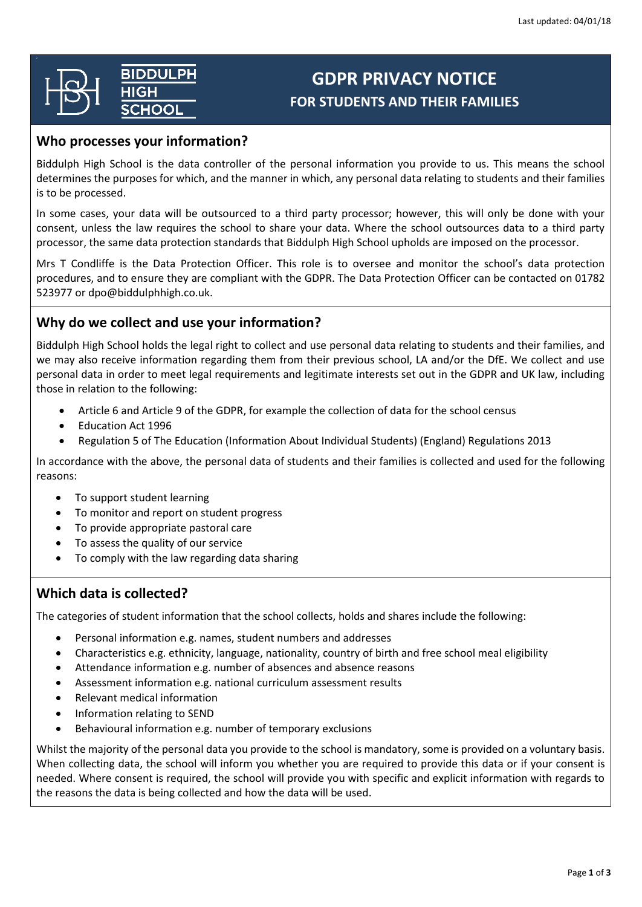Last updated: 04/01/18

# GDPR PRIVACY NOTICE

## FOR STUDENTS AND THEIR FAMILIES

BIDDULPH HIGH SCHOOL

## Who processes your information?

Biddulph High School is the data controller of the personal information you provide to us. This means the school determines the purposes for which, and the manner in which, any personal data relating to students and their families is to be processed.

In some cases, your data will be outsourced to a third party processor; however, this will only be done with your consent, unless the law requires the school to share your data. Where the school outsources data to a third party processor, the same data protection standards that Biddulph High School upholds are imposed on the processor.

Mrs T Condliffe is the Data Protection Officer. This role is to oversee and monitor the school's data protection procedures, and to ensure they are compliant with the GDPR. The Data Protection Officer can be contacted on 01782 523977 or dpo@biddulphhigh.co.uk.

## Why do we collect and use your information?

Biddulph High School holds the legal right to collect and use personal data relating to students and their families, and we may also receive information regarding them from their previous school, LA and/or the DfE. We collect and use personal data in order to meet legal requirements and legitimate interests set out in the GDPR and UK law, including those in relation to the following:

- Article 6 and Article 9 of the GDPR, for example the collection of data for the school census
- Education Act 1996
- Regulation 5 of The Education (Information About Individual Students) (England) Regulations 2013

In accordance with the above, the personal data of students and their families is collected and used for the following reasons:

- To support student learning
- To monitor and report on student progress
- To provide appropriate pastoral care
- To assess the quality of our service
- To comply with the law regarding data sharing

## Which data is collected?

The categories of student information that the school collects, holds and shares include the following:

- Personal information e.g. names, student numbers and addresses
- Characteristics e.g. ethnicity, language, nationality, country of birth and free school meal eligibility
- Attendance information e.g. number of absences and absence reasons
- Assessment information e.g. national curriculum assessment results
- Relevant medical information
- Information relating to SEND
- Behavioural information e.g. number of temporary exclusions

Whilst the majority of the personal data you provide to the school is mandatory, some is provided on a voluntary basis. When collecting data, the school will inform you whether you are required to provide this data or if your consent is needed. Where consent is required, the school will provide you with specific and explicit information with regards to the reasons the data is being collected and how the data will be used.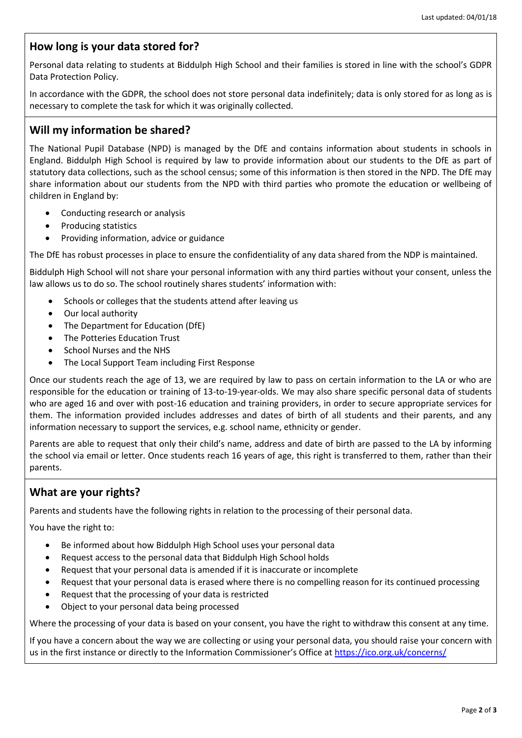## How long is your data stored for?

Personal data relating to students at Biddulph High School and their families is stored in line with the school's GDPR Data Protection Policy.

In accordance with the GDPR, the school does not store personal data indefinitely; data is only stored for as long as is necessary to complete the task for which it was originally collected.

## Will my information be shared?

The National Pupil Database (NPD) is managed by the DfE and contains information about students in schools in England. Biddulph High School is required by law to provide information about our students to the DfE as part of statutory data collections, such as the school census; some of this information is then stored in the NPD. The DfE may share information about our students from the NPD with third parties who promote the education or wellbeing of children in England by:

- Conducting research or analysis
- Producing statistics
- Providing information, advice or guidance

The DfE has robust processes in place to ensure the confidentiality of any data shared from the NDP is maintained.

Biddulph High School will not share your personal information with any third parties without your consent, unless the law allows us to do so. The school routinely shares students' information with:

- Schools or colleges that the students attend after leaving us
- Our local authority
- The Department for Education (DfE)
- The Potteries Education Trust
- School Nurses and the NHS
- The Local Support Team including First Response

Once our students reach the age of 13, we are required by law to pass on certain information to the LA or who are responsible for the education or training of 13-to-19-year-olds. We may also share specific personal data of students who are aged 16 and over with post-16 education and training providers, in order to secure appropriate services for them. The information provided includes addresses and dates of birth of all students and their parents, and any information necessary to support the services, e.g. school name, ethnicity or gender.

Parents are able to request that only their child's name, address and date of birth are passed to the LA by informing the school via email or letter. Once students reach 16 years of age, this right is transferred to them, rather than their parents.

## What are your rights?

Parents and students have the following rights in relation to the processing of their personal data.

You have the right to:

- Be informed about how Biddulph High School uses your personal data
- Request access to the personal data that Biddulph High School holds
- Request that your personal data is amended if it is inaccurate or incomplete
- Request that your personal data is erased where there is no compelling reason for its continued processing
- Request that the processing of your data is restricted
- Object to your personal data being processed

Where the processing of your data is based on your consent, you have the right to withdraw this consent at any time.

If you have a concern about the way we are collecting or using your personal data, you should raise your concern with us in the first instance or directly to the Information Commissioner's Office at https://ico.org.uk/concerns/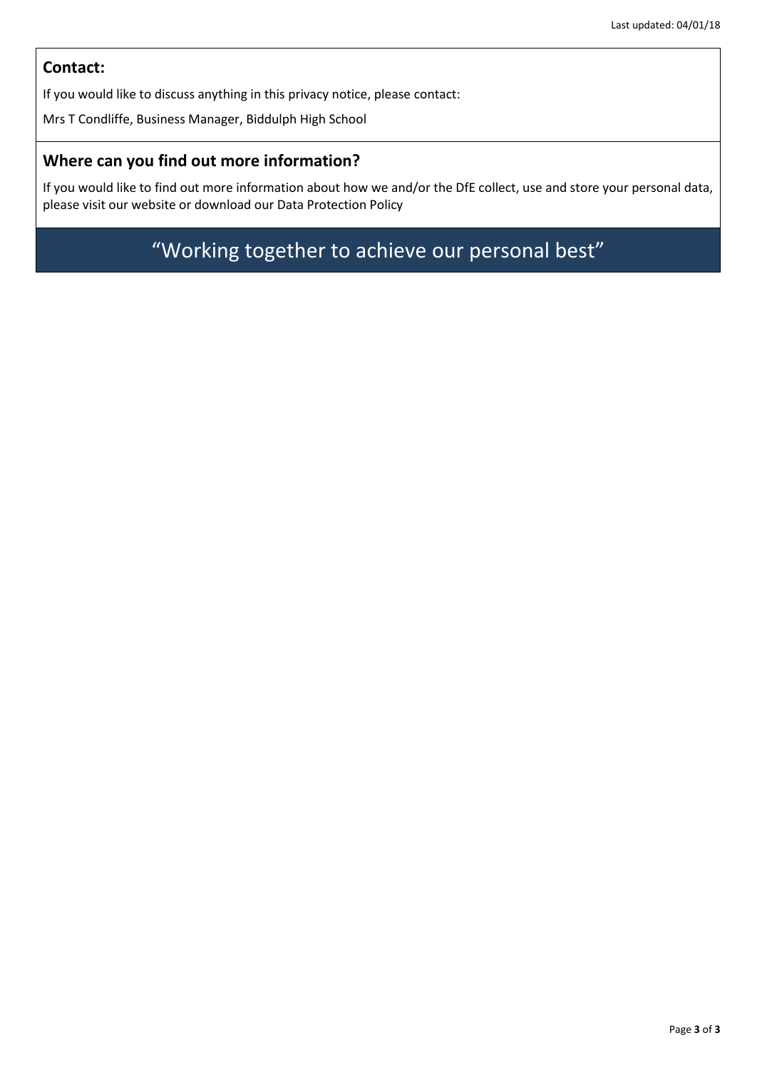## Contact:

If you would like to discuss anything in this privacy notice, please contact:

Mrs T Condliffe, Business Manager, Biddulph High School

## Where can you find out more information?

If you would like to find out more information about how we and/or the DfE collect, use and store your personal data, please visit our website or download our Data Protection Policy

“Working together to achieve our personal best”